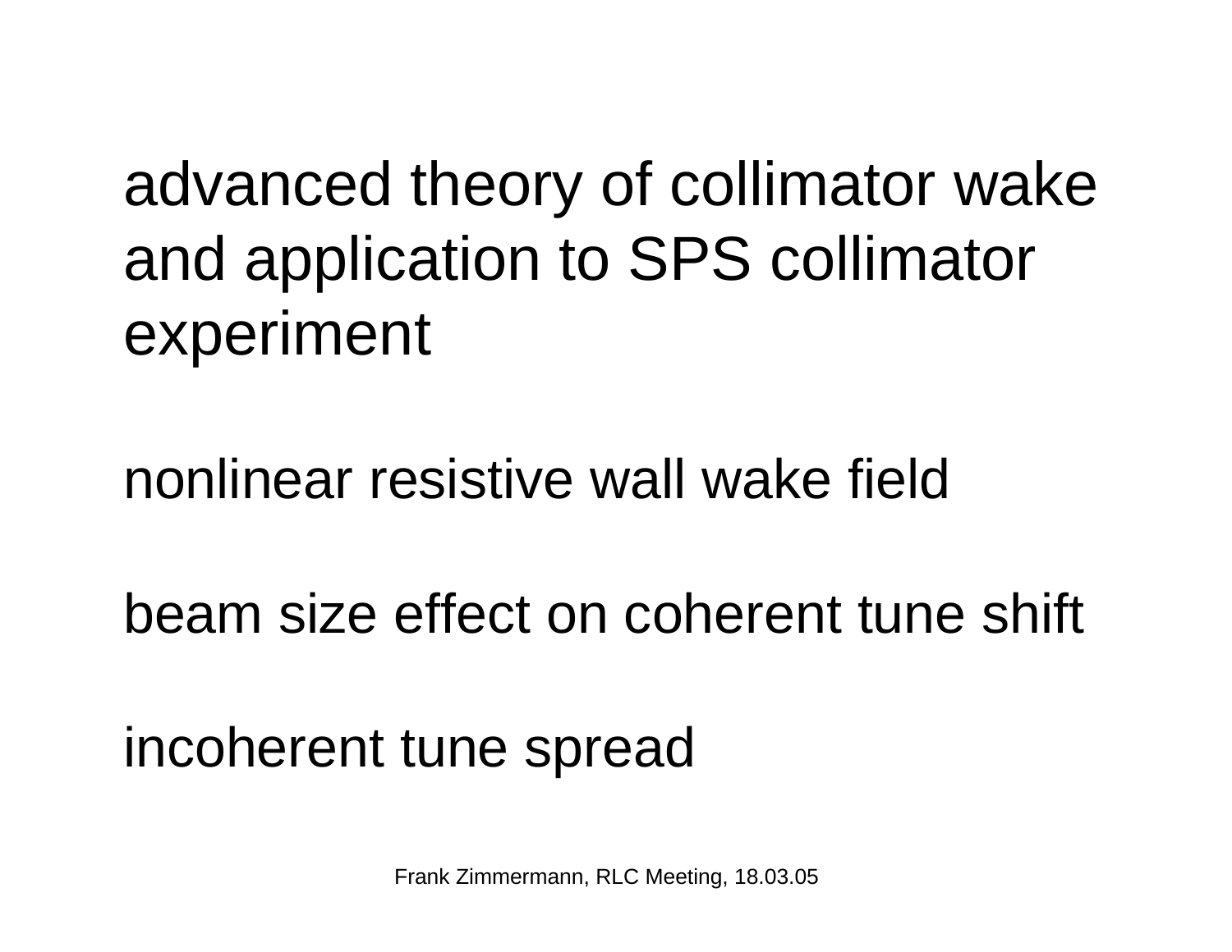advanced theory of collimator wake and application to SPS collimator experiment

nonlinear resistive wall wake field

beam size effect on coherent tune shift

incoherent tune spread

Frank Zimmermann, RLC Meeting, 18.03.05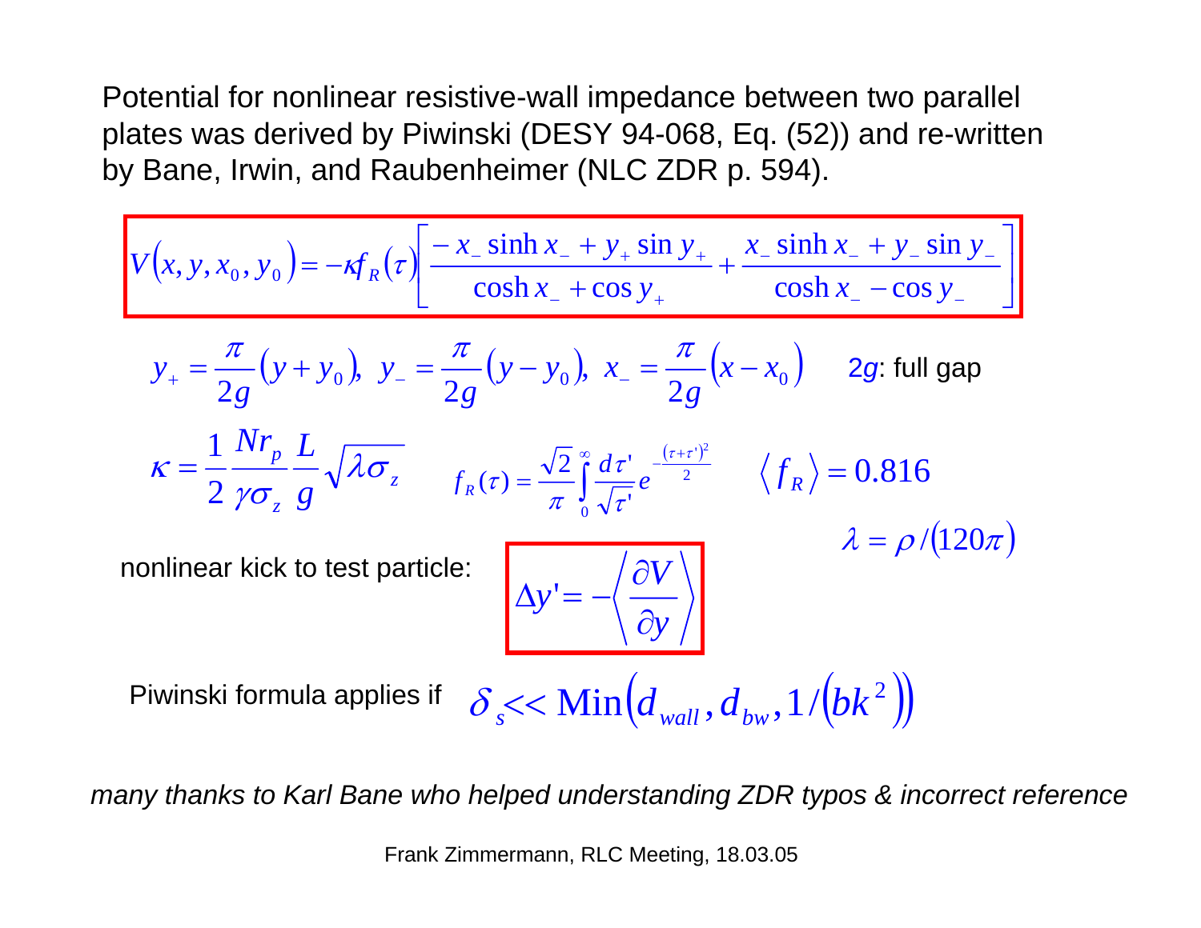Potential for nonlinear resistive-wall impedance between two parallel plates was derived by Piwinski (DESY 94-068, Eq. (52)) and re-written by Bane, Irwin, and Raubenheimer (NLC ZDR p. 594).

$$V(x,y,x_0,y_0) = -\kappa f_R(\tau)\left[\frac{-x_-\sinh x_- + y_+\sin y_+}{\cosh x_- + \cos y_+} + \frac{x_-\sinh x_- + y_-\sin y_-}{\cosh x_- - \cos y_-}\right]$$

$$y_+ = \frac{\pi}{2g}(y+y_0),\;\; y_- = \frac{\pi}{2g}(y-y_0),\;\; x_- = \frac{\pi}{2g}(x-x_0)$$

$2g$: full gap

$$\kappa = \frac{1}{2}\frac{Nr_p}{\gamma\sigma_z}\frac{L}{g}\sqrt{\lambda\sigma_z} \qquad f_R(\tau) = \frac{\sqrt{2}}{\pi}\int_0^\infty \frac{d\tau'}{\sqrt{\tau'}}e^{-\frac{(\tau+\tau')^2}{2}} \qquad \langle f_R\rangle = 0.816$$

$$\lambda = \rho/(120\pi)$$

nonlinear kick to test particle:

$$\Delta y' = -\left\langle \frac{\partial V}{\partial y}\right\rangle$$

Piwinski formula applies if $\delta_s << \mathrm{Min}\left(d_{wall}, d_{bw}, 1/(bk^2)\right)$

*many thanks to Karl Bane who helped understanding ZDR typos & incorrect reference*

Frank Zimmermann, RLC Meeting, 18.03.05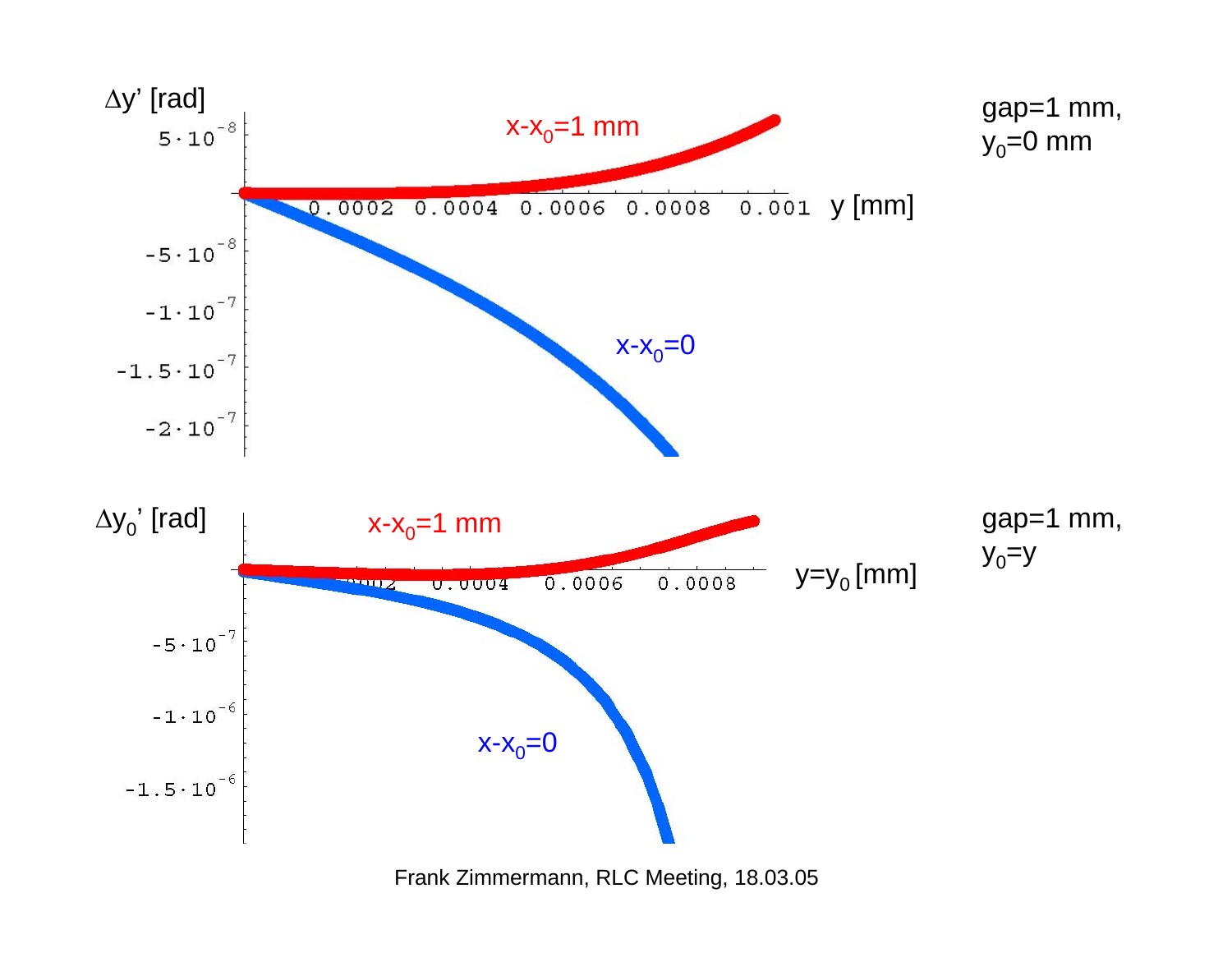$\Delta y'$ [rad]

$x-x_0=1$ mm

$x-x_0=0$

y [mm]

gap=1 mm, $y_0=0$ mm

$\Delta y_0'$ [rad]

$x-x_0=1$ mm

$x-x_0=0$

$y=y_0$ [mm]

gap=1 mm, $y_0=y$

Frank Zimmermann, RLC Meeting, 18.03.05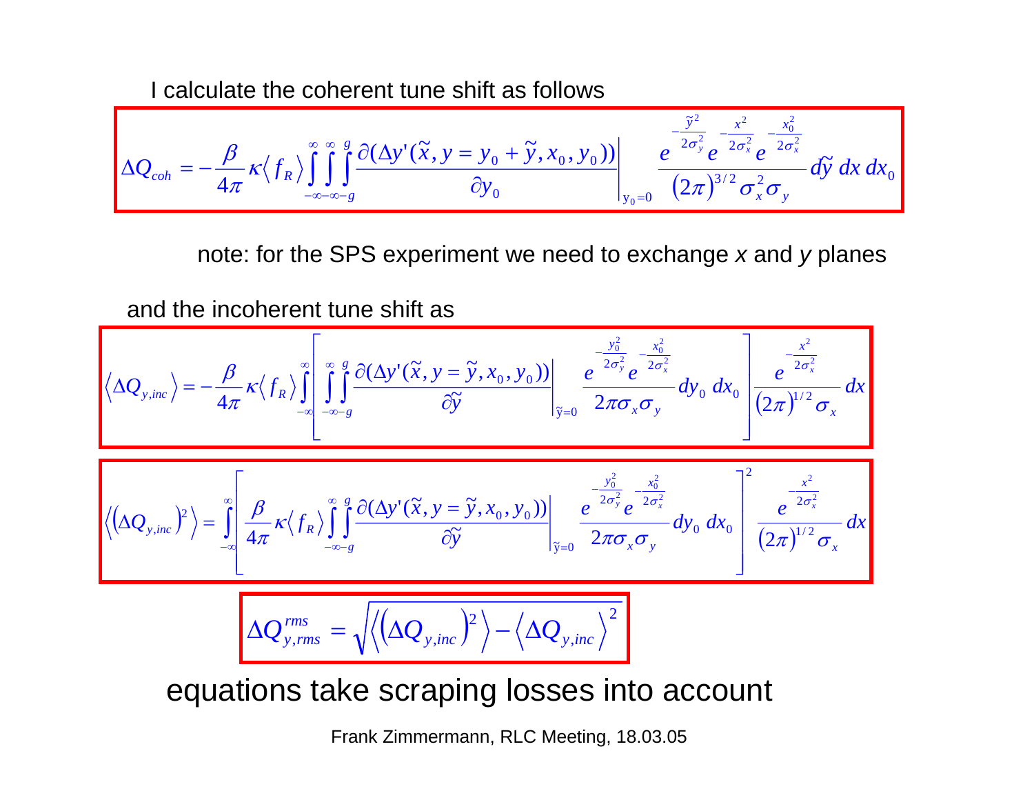I calculate the coherent tune shift as follows

$$\Delta Q_{coh} = -\frac{\beta}{4\pi}\kappa\langle f_R\rangle \int_{-\infty}^{\infty}\int_{-\infty}^{\infty}\int_{-g}^{g} \left.\frac{\partial(\Delta y'(\tilde{x}, y = y_0 + \tilde{y}, x_0, y_0))}{\partial y_0}\right|_{y_0=0} \frac{e^{-\frac{\tilde{y}^2}{2\sigma_y^2}} e^{-\frac{x^2}{2\sigma_x^2}} e^{-\frac{x_0^2}{2\sigma_x^2}}}{(2\pi)^{3/2}\sigma_x^2\sigma_y} d\tilde{y}\, dx\, dx_0$$

note: for the SPS experiment we need to exchange *x* and *y* planes

and the incoherent tune shift as

$$\langle \Delta Q_{y,inc}\rangle = -\frac{\beta}{4\pi}\kappa\langle f_R\rangle \int_{-\infty}^{\infty}\left[\int_{-\infty}^{\infty}\int_{-g}^{g} \left.\frac{\partial(\Delta y'(\tilde{x}, y = \tilde{y}, x_0, y_0))}{\partial \tilde{y}}\right|_{\tilde{y}=0} \frac{e^{-\frac{y_0^2}{2\sigma_y^2}} e^{-\frac{x_0^2}{2\sigma_x^2}}}{2\pi\sigma_x\sigma_y} dy_0\, dx_0\right] \frac{e^{-\frac{x^2}{2\sigma_x^2}}}{(2\pi)^{1/2}\sigma_x} dx$$

$$\left\langle (\Delta Q_{y,inc})^2\right\rangle = \int_{-\infty}^{\infty}\left[\frac{\beta}{4\pi}\kappa\langle f_R\rangle \int_{-\infty}^{\infty}\int_{-g}^{g} \left.\frac{\partial(\Delta y'(\tilde{x}, y = \tilde{y}, x_0, y_0))}{\partial \tilde{y}}\right|_{\tilde{y}=0} \frac{e^{-\frac{y_0^2}{2\sigma_y^2}} e^{-\frac{x_0^2}{2\sigma_x^2}}}{2\pi\sigma_x\sigma_y} dy_0\, dx_0\right]^2 \frac{e^{-\frac{x^2}{2\sigma_x^2}}}{(2\pi)^{1/2}\sigma_x} dx$$

$$\Delta Q_{y,rms}^{rms} = \sqrt{\left\langle (\Delta Q_{y,inc})^2\right\rangle - \left\langle \Delta Q_{y,inc}\right\rangle^2}$$

equations take scraping losses into account

Frank Zimmermann, RLC Meeting, 18.03.05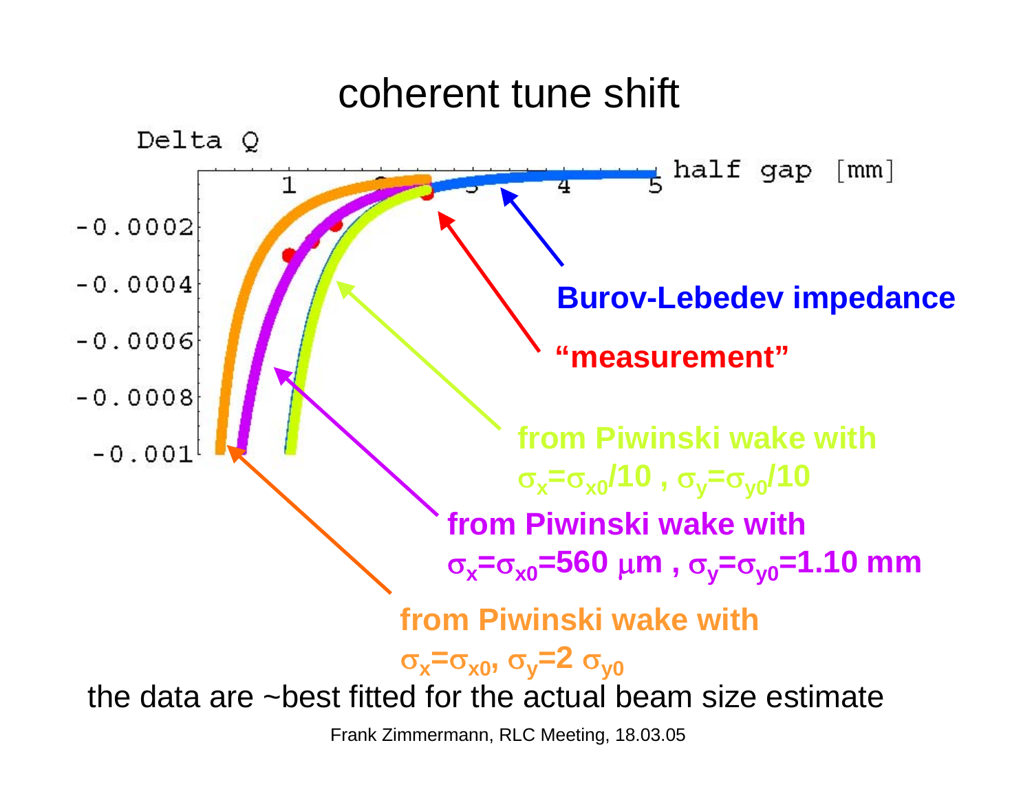# coherent tune shift

Delta Q

half gap [mm]

-0.0002, -0.0004, -0.0006, -0.0008, -0.001

1, 2, 3, 4, 5

**Burov-Lebedev impedance**

**“measurement”**

**from Piwinski wake with $\sigma_x=\sigma_{x0}/10$ , $\sigma_y=\sigma_{y0}/10$**

**from Piwinski wake with $\sigma_x=\sigma_{x0}$=560 $\mu$m , $\sigma_y=\sigma_{y0}$=1.10 mm**

**from Piwinski wake with $\sigma_x=\sigma_{x0}$, $\sigma_y=2\ \sigma_{y0}$**

the data are ~best fitted for the actual beam size estimate

Frank Zimmermann, RLC Meeting, 18.03.05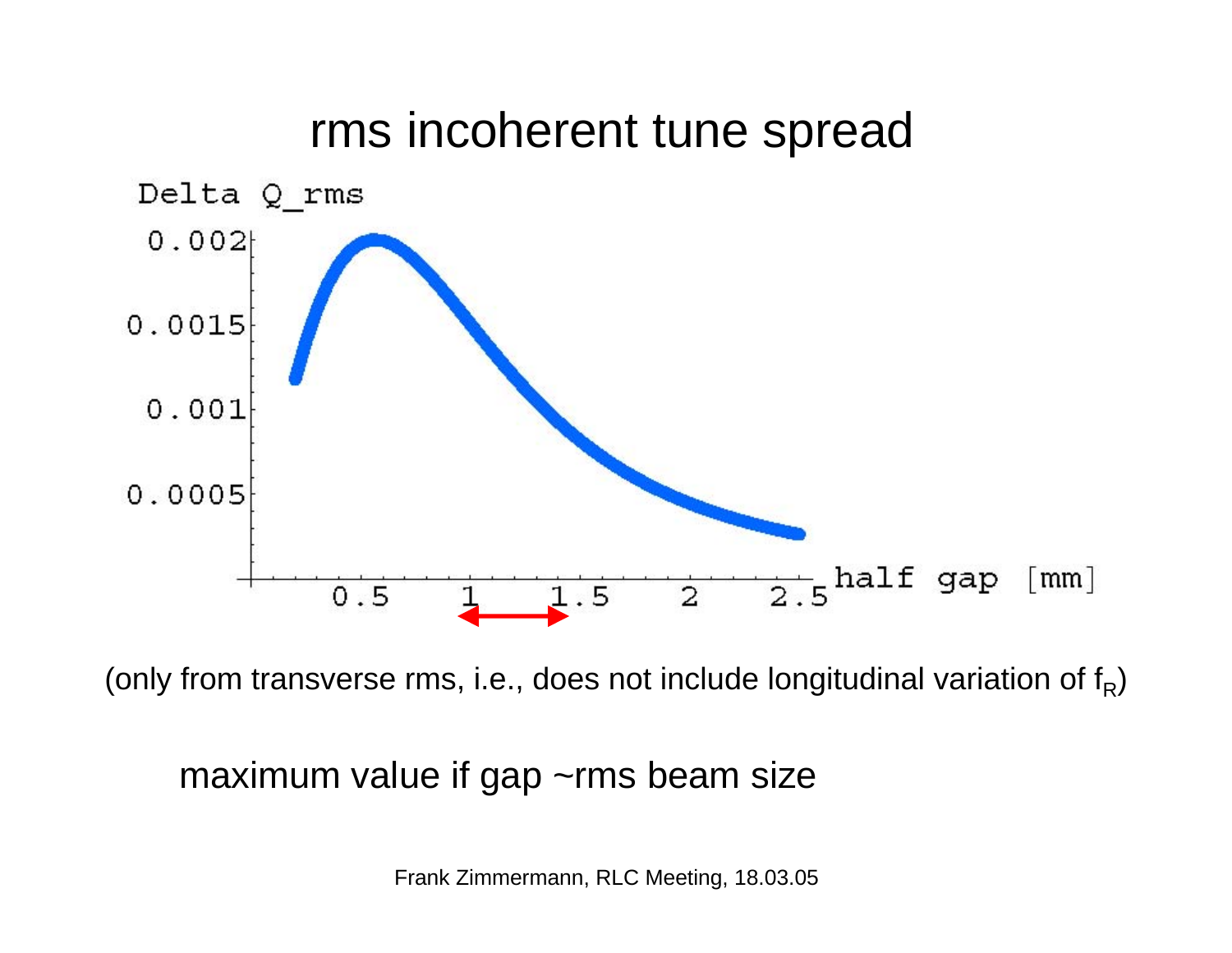# rms incoherent tune spread

Delta Q_rms

0.002

0.0015

0.001

0.0005

0.5 1 1.5 2 2.5 half gap [mm]

(only from transverse rms, i.e., does not include longitudinal variation of $f_R$)

maximum value if gap ~rms beam size

Frank Zimmermann, RLC Meeting, 18.03.05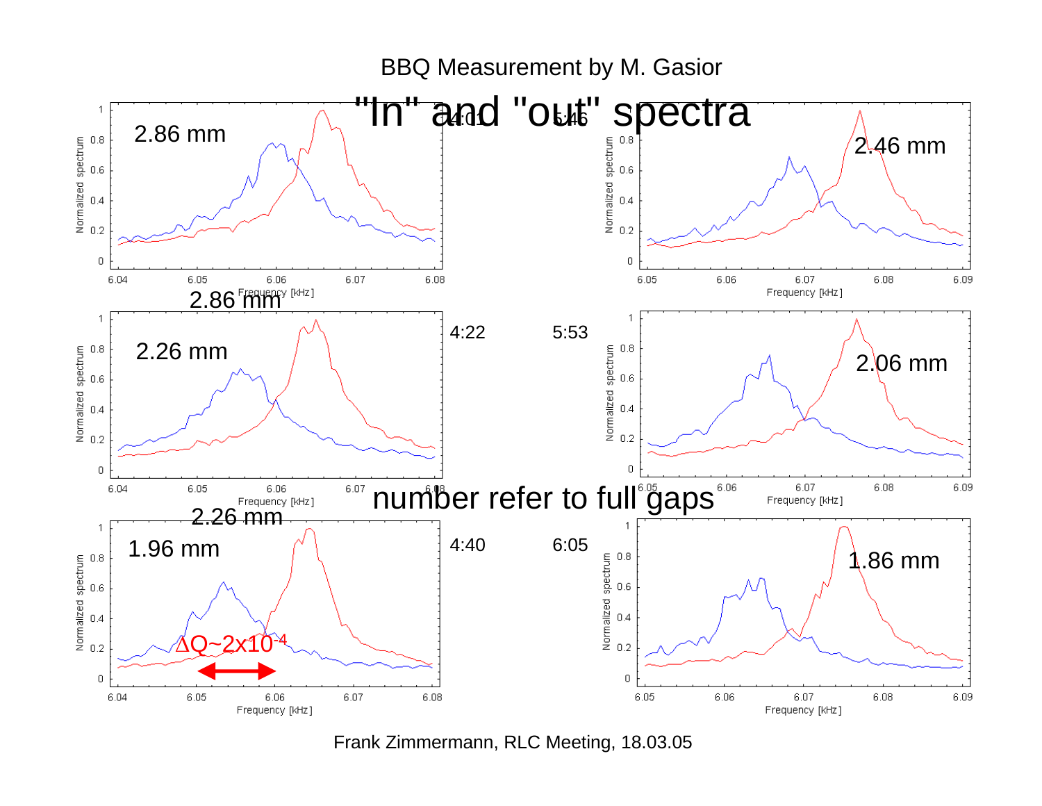BBQ Measurement by M. Gasior

# "In" and "out" spectra

2.86 mm

4:01

5:46

2.46 mm

Normalized spectrum

Frequency [kHz]

2.86 mm

2.26 mm

4:22

5:53

2.06 mm

number refer to full gaps

2.26 mm

1.96 mm

4:40

6:05

1.86 mm

$\Delta Q \sim 2 \times 10^{-4}$

Frank Zimmermann, RLC Meeting, 18.03.05